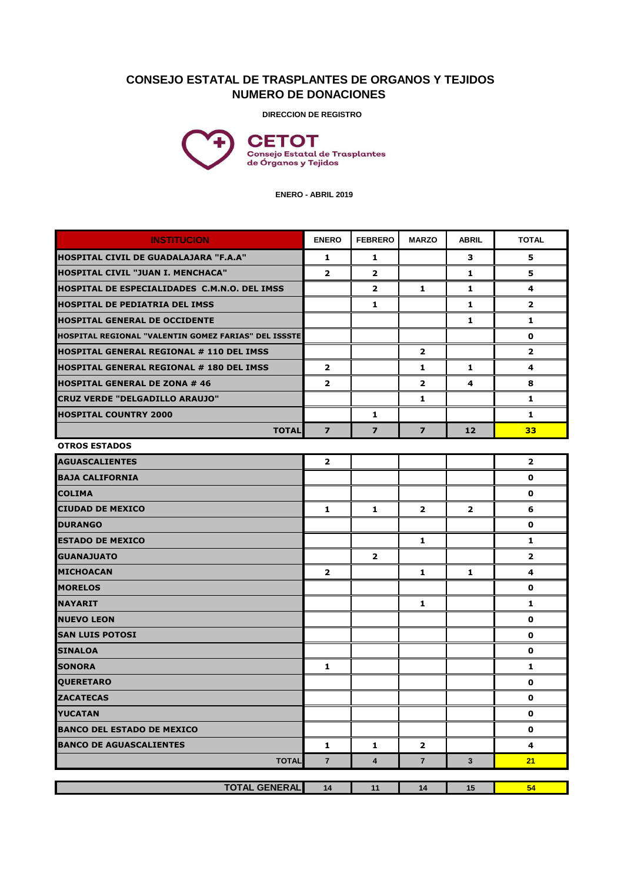# CONSEJO ESTATAL DE TRASPLANTES DE ORGANOS Y TEJIDOS
## NUMERO DE DONACIONES

**DIRECCION DE REGISTRO**

**CETOT**
Consejo Estatal de Trasplantes de Órganos y Tejidos

**ENERO - ABRIL 2019**

| INSTITUCION | ENERO | FEBRERO | MARZO | ABRIL | TOTAL |
|---|---|---|---|---|---|
| HOSPITAL CIVIL DE GUADALAJARA "F.A.A" | 1 | 1 | | 3 | 5 |
| HOSPITAL CIVIL "JUAN I. MENCHACA" | 2 | 2 | | 1 | 5 |
| HOSPITAL DE ESPECIALIDADES C.M.N.O. DEL IMSS | | 2 | 1 | 1 | 4 |
| HOSPITAL DE PEDIATRIA DEL IMSS | | 1 | | 1 | 2 |
| HOSPITAL GENERAL DE OCCIDENTE | | | | 1 | 1 |
| HOSPITAL REGIONAL "VALENTIN GOMEZ FARIAS" DEL ISSSTE | | | | | 0 |
| HOSPITAL GENERAL REGIONAL # 110 DEL IMSS | | | 2 | | 2 |
| HOSPITAL GENERAL REGIONAL # 180 DEL IMSS | 2 | | 1 | 1 | 4 |
| HOSPITAL GENERAL DE ZONA # 46 | 2 | | 2 | 4 | 8 |
| CRUZ VERDE "DELGADILLO ARAUJO" | | | 1 | | 1 |
| HOSPITAL COUNTRY 2000 | | 1 | | | 1 |
| TOTAL | 7 | 7 | 7 | 12 | 33 |
| **OTROS ESTADOS** | | | | | |
| AGUASCALIENTES | 2 | | | | 2 |
| BAJA CALIFORNIA | | | | | 0 |
| COLIMA | | | | | 0 |
| CIUDAD DE MEXICO | 1 | 1 | 2 | 2 | 6 |
| DURANGO | | | | | 0 |
| ESTADO DE MEXICO | | | 1 | | 1 |
| GUANAJUATO | | 2 | | | 2 |
| MICHOACAN | 2 | | 1 | 1 | 4 |
| MORELOS | | | | | 0 |
| NAYARIT | | | 1 | | 1 |
| NUEVO LEON | | | | | 0 |
| SAN LUIS POTOSI | | | | | 0 |
| SINALOA | | | | | 0 |
| SONORA | 1 | | | | 1 |
| QUERETARO | | | | | 0 |
| ZACATECAS | | | | | 0 |
| YUCATAN | | | | | 0 |
| BANCO DEL ESTADO DE MEXICO | | | | | 0 |
| BANCO DE AGUASCALIENTES | 1 | 1 | 2 | | 4 |
| TOTAL | 7 | 4 | 7 | 3 | 21 |
| TOTAL GENERAL | 14 | 11 | 14 | 15 | 54 |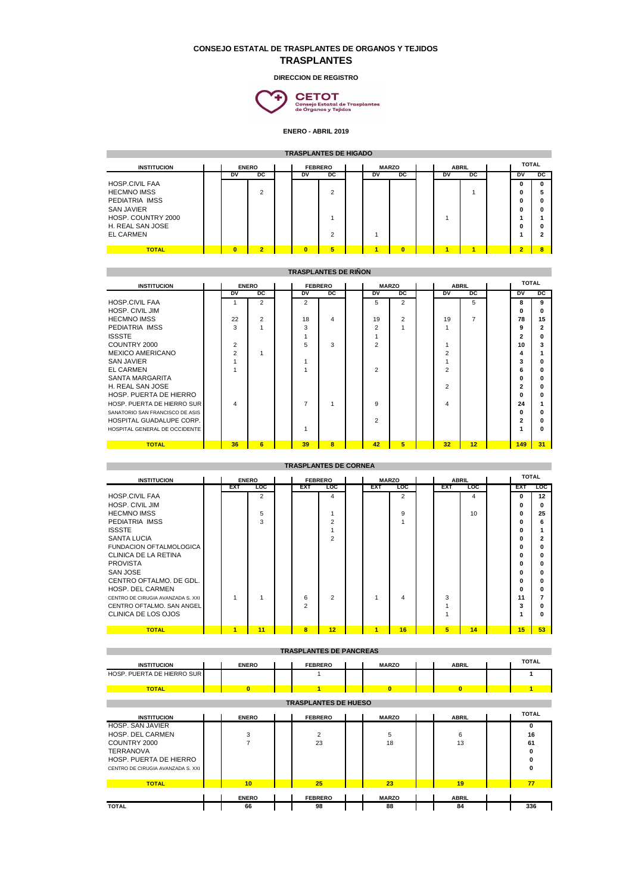# CONSEJO ESTATAL DE TRASPLANTES DE ORGANOS Y TEJIDOS

## TRASPLANTES

**DIRECCION DE REGISTRO**

**CETOT** Consejo Estatal de Trasplantes de Órganos y Tejidos

**ENERO - ABRIL 2019**

### TRASPLANTES DE HIGADO

| INSTITUCION | ENERO | | FEBRERO | | MARZO | | ABRIL | | TOTAL | |
|---|---|---|---|---|---|---|---|---|---|---|
| | DV | DC | DV | DC | DV | DC | DV | DC | DV | DC |
| HOSP.CIVIL FAA | | | | | | | | | 0 | 0 |
| HECMNO IMSS | | 2 | | 2 | | | | 1 | 0 | 5 |
| PEDIATRIA IMSS | | | | | | | | | 0 | 0 |
| SAN JAVIER | | | | | | | | | 0 | 0 |
| HOSP. COUNTRY 2000 | | | | 1 | | | 1 | | 1 | 1 |
| H. REAL SAN JOSE | | | | | | | | | 0 | 0 |
| EL CARMEN | | | | 2 | 1 | | | | 1 | 2 |
| **TOTAL** | **0** | **2** | **0** | **5** | **1** | **0** | **1** | **1** | **2** | **8** |

### TRASPLANTES DE RIÑON

| INSTITUCION | ENERO | | FEBRERO | | MARZO | | ABRIL | | TOTAL | |
|---|---|---|---|---|---|---|---|---|---|---|
| | DV | DC | DV | DC | DV | DC | DV | DC | DV | DC |
| HOSP.CIVIL FAA | 1 | 2 | 2 | | 5 | 2 | | 5 | 8 | 9 |
| HOSP. CIVIL JIM | | | | | | | | | 0 | 0 |
| HECMNO IMSS | 22 | 2 | 18 | 4 | 19 | 2 | 19 | 7 | 78 | 15 |
| PEDIATRIA IMSS | 3 | 1 | 3 | | 2 | 1 | 1 | | 9 | 2 |
| ISSSTE | | | 1 | | 1 | | | | 2 | 0 |
| COUNTRY 2000 | 2 | | 5 | 3 | 2 | | 1 | | 10 | 3 |
| MEXICO AMERICANO | 2 | 1 | | | | | 2 | | 4 | 1 |
| SAN JAVIER | 1 | | 1 | | | | 1 | | 3 | 0 |
| EL CARMEN | 1 | | 1 | | 2 | | 2 | | 6 | 0 |
| SANTA MARGARITA | | | | | | | | | 0 | 0 |
| H. REAL SAN JOSE | | | | | | | 2 | | 2 | 0 |
| HOSP. PUERTA DE HIERRO | | | | | | | | | 0 | 0 |
| HOSP. PUERTA DE HIERRO SUR | 4 | | 7 | 1 | 9 | | 4 | | 24 | 1 |
| SANATORIO SAN FRANCISCO DE ASIS | | | | | | | | | 0 | 0 |
| HOSPITAL GUADALUPE CORP. | | | | | 2 | | | | 2 | 0 |
| HOSPITAL GENERAL DE OCCIDENTE | | | 1 | | | | | | 1 | 0 |
| **TOTAL** | **36** | **6** | **39** | **8** | **42** | **5** | **32** | **12** | **149** | **31** |

### TRASPLANTES DE CORNEA

| INSTITUCION | ENERO | | FEBRERO | | MARZO | | ABRIL | | TOTAL | |
|---|---|---|---|---|---|---|---|---|---|---|
| | EXT | LOC | EXT | LOC | EXT | LOC | EXT | LOC | EXT | LOC |
| HOSP.CIVIL FAA | | 2 | | 4 | | 2 | | 4 | 0 | 12 |
| HOSP. CIVIL JIM | | | | | | | | | 0 | 0 |
| HECMNO IMSS | | 5 | | 1 | | 9 | | 10 | 0 | 25 |
| PEDIATRIA IMSS | | 3 | | 2 | | 1 | | | 0 | 6 |
| ISSSTE | | | | 1 | | | | | 0 | 1 |
| SANTA LUCIA | | | | 2 | | | | | 0 | 2 |
| FUNDACION OFTALMOLOGICA | | | | | | | | | 0 | 0 |
| CLINICA DE LA RETINA | | | | | | | | | 0 | 0 |
| PROVISTA | | | | | | | | | 0 | 0 |
| SAN JOSE | | | | | | | | | 0 | 0 |
| CENTRO OFTALMO. DE GDL. | | | | | | | | | 0 | 0 |
| HOSP. DEL CARMEN | | | | | | | | | 0 | 0 |
| CENTRO DE CIRUGIA AVANZADA S. XXI | 1 | 1 | 6 | 2 | 1 | 4 | 3 | | 11 | 7 |
| CENTRO OFTALMO. SAN ANGEL | | | 2 | | | | 1 | | 3 | 0 |
| CLINICA DE LOS OJOS | | | | | | | 1 | | 1 | 0 |
| **TOTAL** | **1** | **11** | **8** | **12** | **1** | **16** | **5** | **14** | **15** | **53** |

### TRASPLANTES DE PANCREAS

| INSTITUCION | ENERO | FEBRERO | MARZO | ABRIL | TOTAL |
|---|---|---|---|---|---|
| HOSP. PUERTA DE HIERRO SUR | | 1 | | | 1 |
| **TOTAL** | **0** | **1** | **0** | **0** | **1** |

### TRASPLANTES DE HUESO

| INSTITUCION | ENERO | FEBRERO | MARZO | ABRIL | TOTAL |
|---|---|---|---|---|---|
| HOSP. SAN JAVIER | | | | | 0 |
| HOSP. DEL CARMEN | 3 | 2 | 5 | 6 | 16 |
| COUNTRY 2000 | 7 | 23 | 18 | 13 | 61 |
| TERRANOVA | | | | | 0 |
| HOSP. PUERTA DE HIERRO | | | | | 0 |
| CENTRO DE CIRUGIA AVANZADA S. XXI | | | | | 0 |
| **TOTAL** | **10** | **25** | **23** | **19** | **77** |

| | ENERO | FEBRERO | MARZO | ABRIL | |
|---|---|---|---|---|---|
| **TOTAL** | 66 | 98 | 88 | 84 | 336 |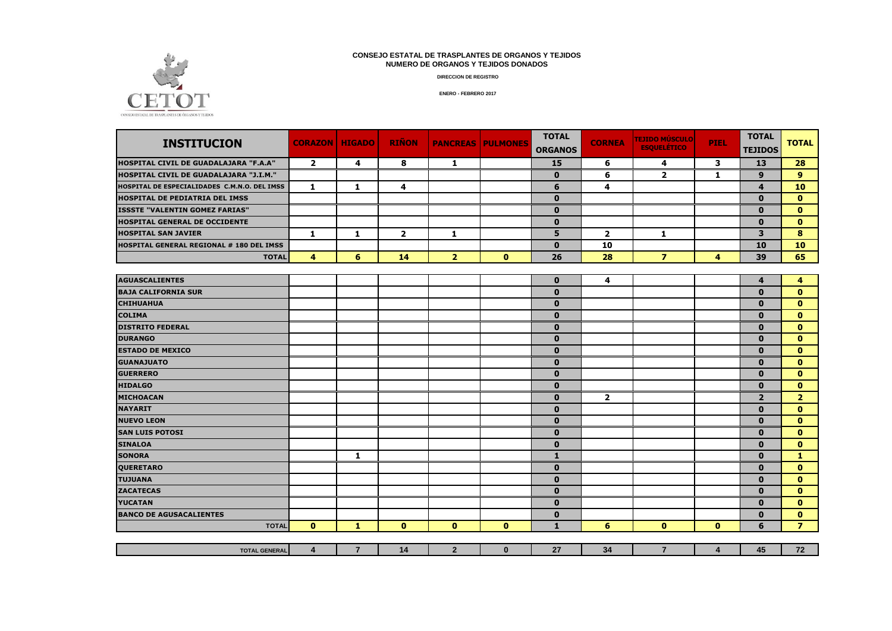**CONSEJO ESTATAL DE TRASPLANTES DE ORGANOS Y TEJIDOS**
**NUMERO DE ORGANOS Y TEJIDOS DONADOS**

**DIRECCION DE REGISTRO**

**ENERO - FEBRERO 2017**

| INSTITUCION | CORAZON | HIGADO | RIÑON | PANCREAS | PULMONES | TOTAL ORGANOS | CORNEA | TEJIDO MÚSCULO ESQUELÉTICO | PIEL | TOTAL TEJIDOS | TOTAL |
|---|---|---|---|---|---|---|---|---|---|---|---|
| HOSPITAL CIVIL DE GUADALAJARA "F.A.A" | 2 | 4 | 8 | 1 | | 15 | 6 | 4 | 3 | 13 | 28 |
| HOSPITAL CIVIL DE GUADALAJARA "J.I.M." | | | | | | 0 | 6 | 2 | 1 | 9 | 9 |
| HOSPITAL DE ESPECIALIDADES C.M.N.O. DEL IMSS | 1 | 1 | 4 | | | 6 | 4 | | | 4 | 10 |
| HOSPITAL DE PEDIATRIA DEL IMSS | | | | | | 0 | | | | 0 | 0 |
| ISSSTE "VALENTIN GOMEZ FARIAS" | | | | | | 0 | | | | 0 | 0 |
| HOSPITAL GENERAL DE OCCIDENTE | | | | | | 0 | | | | 0 | 0 |
| HOSPITAL SAN JAVIER | 1 | 1 | 2 | 1 | | 5 | 2 | 1 | | 3 | 8 |
| HOSPITAL GENERAL REGIONAL # 180 DEL IMSS | | | | | | 0 | 10 | | | 10 | 10 |
| TOTAL | 4 | 6 | 14 | 2 | 0 | 26 | 28 | 7 | 4 | 39 | 65 |
| AGUASCALIENTES | | | | | | 0 | 4 | | | 4 | 4 |
| BAJA CALIFORNIA SUR | | | | | | 0 | | | | 0 | 0 |
| CHIHUAHUA | | | | | | 0 | | | | 0 | 0 |
| COLIMA | | | | | | 0 | | | | 0 | 0 |
| DISTRITO FEDERAL | | | | | | 0 | | | | 0 | 0 |
| DURANGO | | | | | | 0 | | | | 0 | 0 |
| ESTADO DE MEXICO | | | | | | 0 | | | | 0 | 0 |
| GUANAJUATO | | | | | | 0 | | | | 0 | 0 |
| GUERRERO | | | | | | 0 | | | | 0 | 0 |
| HIDALGO | | | | | | 0 | | | | 0 | 0 |
| MICHOACAN | | | | | | 0 | 2 | | | 2 | 2 |
| NAYARIT | | | | | | 0 | | | | 0 | 0 |
| NUEVO LEON | | | | | | 0 | | | | 0 | 0 |
| SAN LUIS POTOSI | | | | | | 0 | | | | 0 | 0 |
| SINALOA | | | | | | 0 | | | | 0 | 0 |
| SONORA | | 1 | | | | 1 | | | | 0 | 1 |
| QUERETARO | | | | | | 0 | | | | 0 | 0 |
| TUJUANA | | | | | | 0 | | | | 0 | 0 |
| ZACATECAS | | | | | | 0 | | | | 0 | 0 |
| YUCATAN | | | | | | 0 | | | | 0 | 0 |
| BANCO DE AGUSACALIENTES | | | | | | 0 | | | | 0 | 0 |
| TOTAL | 0 | 1 | 0 | 0 | 0 | 1 | 6 | 0 | 0 | 6 | 7 |
| TOTAL GENERAL | 4 | 7 | 14 | 2 | 0 | 27 | 34 | 7 | 4 | 45 | 72 |